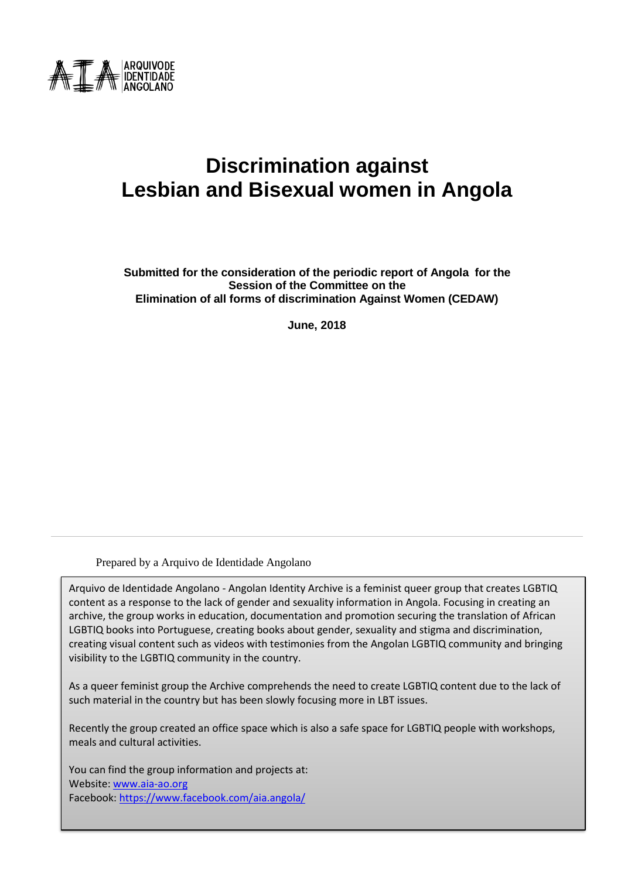ARQUIVO DE IDENTIDADE ANGOLANO

# Discrimination against Lesbian and Bisexual women in Angola

**Submitted for the consideration of the periodic report of Angola for the Session of the Committee on the Elimination of all forms of discrimination Against Women (CEDAW)**

**June, 2018**

---

Prepared by a Arquivo de Identidade Angolano

Arquivo de Identidade Angolano - Angolan Identity Archive is a feminist queer group that creates LGBTIQ content as a response to the lack of gender and sexuality information in Angola. Focusing in creating an archive, the group works in education, documentation and promotion securing the translation of African LGBTIQ books into Portuguese, creating books about gender, sexuality and stigma and discrimination, creating visual content such as videos with testimonies from the Angolan LGBTIQ community and bringing visibility to the LGBTIQ community in the country.

As a queer feminist group the Archive comprehends the need to create LGBTIQ content due to the lack of such material in the country but has been slowly focusing more in LBT issues.

Recently the group created an office space which is also a safe space for LGBTIQ people with workshops, meals and cultural activities.

You can find the group information and projects at:
Website: www.aia-ao.org
Facebook: https://www.facebook.com/aia.angola/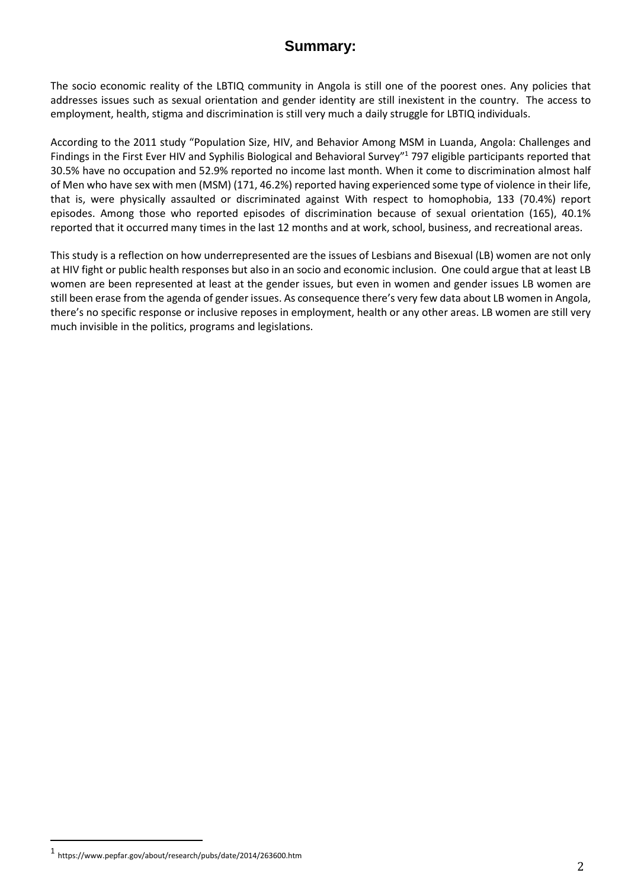# Summary:

The socio economic reality of the LBTIQ community in Angola is still one of the poorest ones. Any policies that addresses issues such as sexual orientation and gender identity are still inexistent in the country. The access to employment, health, stigma and discrimination is still very much a daily struggle for LBTIQ individuals.

According to the 2011 study "Population Size, HIV, and Behavior Among MSM in Luanda, Angola: Challenges and Findings in the First Ever HIV and Syphilis Biological and Behavioral Survey"[1] 797 eligible participants reported that 30.5% have no occupation and 52.9% reported no income last month. When it come to discrimination almost half of Men who have sex with men (MSM) (171, 46.2%) reported having experienced some type of violence in their life, that is, were physically assaulted or discriminated against With respect to homophobia, 133 (70.4%) report episodes. Among those who reported episodes of discrimination because of sexual orientation (165), 40.1% reported that it occurred many times in the last 12 months and at work, school, business, and recreational areas.

This study is a reflection on how underrepresented are the issues of Lesbians and Bisexual (LB) women are not only at HIV fight or public health responses but also in an socio and economic inclusion. One could argue that at least LB women are been represented at least at the gender issues, but even in women and gender issues LB women are still been erase from the agenda of gender issues. As consequence there's very few data about LB women in Angola, there's no specific response or inclusive reposes in employment, health or any other areas. LB women are still very much invisible in the politics, programs and legislations.

[1] https://www.pepfar.gov/about/research/pubs/date/2014/263600.htm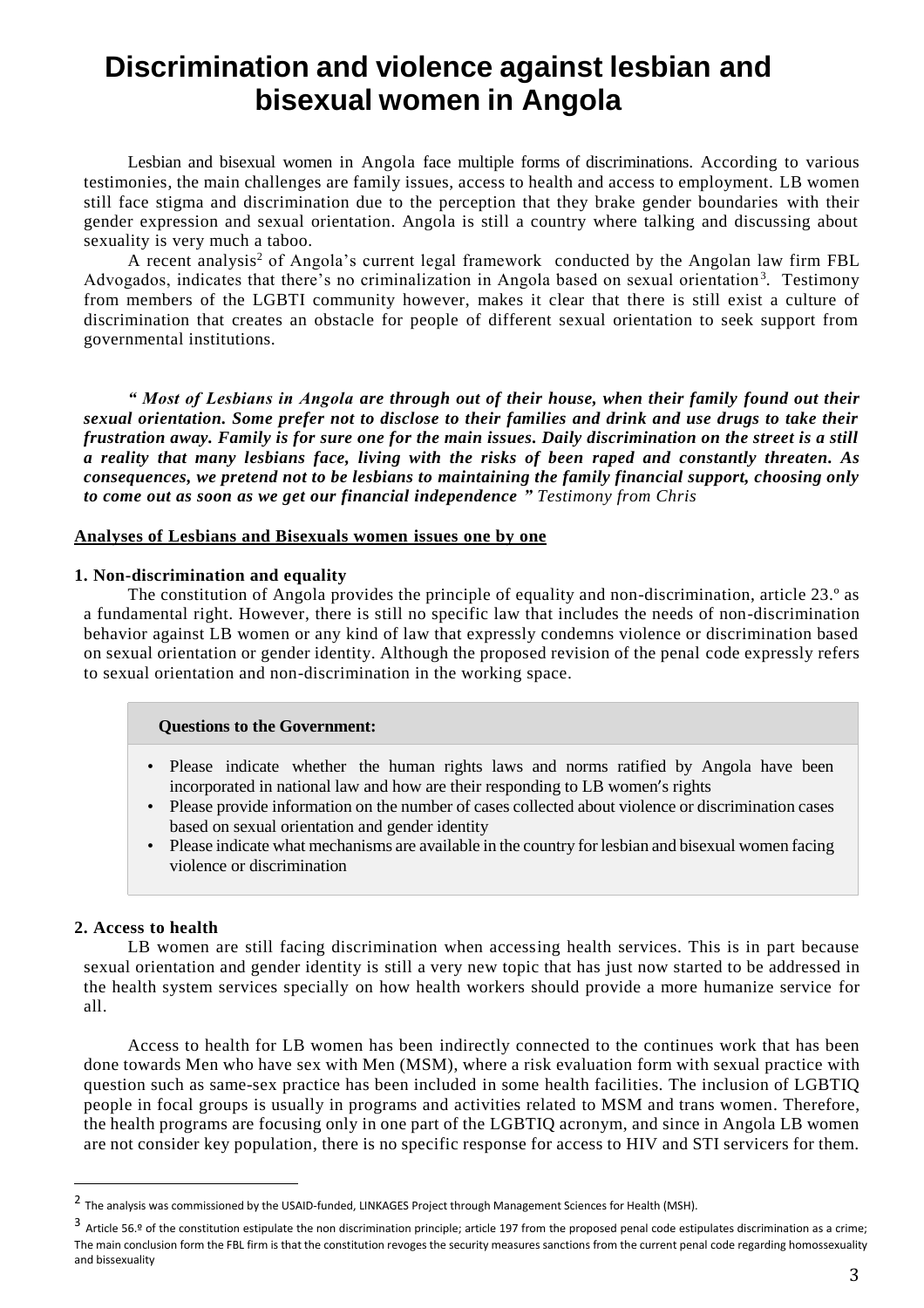# Discrimination and violence against lesbian and bisexual women in Angola

Lesbian and bisexual women in Angola face multiple forms of discriminations. According to various testimonies, the main challenges are family issues, access to health and access to employment. LB women still face stigma and discrimination due to the perception that they brake gender boundaries with their gender expression and sexual orientation. Angola is still a country where talking and discussing about sexuality is very much a taboo.

A recent analysis[2] of Angola's current legal framework conducted by the Angolan law firm FBL Advogados, indicates that there's no criminalization in Angola based on sexual orientation[3]. Testimony from members of the LGBTI community however, makes it clear that there is still exist a culture of discrimination that creates an obstacle for people of different sexual orientation to seek support from governmental institutions.

***" Most of Lesbians in Angola are through out of their house, when their family found out their sexual orientation. Some prefer not to disclose to their families and drink and use drugs to take their frustration away. Family is for sure one for the main issues. Daily discrimination on the street is a still a reality that many lesbians face, living with the risks of been raped and constantly threaten. As consequences, we pretend not to be lesbians to maintaining the family financial support, choosing only to come out as soon as we get our financial independence "*** *Testimony from Chris*

**Analyses of Lesbians and Bisexuals women issues one by one**

**1. Non-discrimination and equality**

The constitution of Angola provides the principle of equality and non-discrimination, article 23.º as a fundamental right. However, there is still no specific law that includes the needs of non-discrimination behavior against LB women or any kind of law that expressly condemns violence or discrimination based on sexual orientation or gender identity. Although the proposed revision of the penal code expressly refers to sexual orientation and non-discrimination in the working space.

**Questions to the Government:**

- Please indicate whether the human rights laws and norms ratified by Angola have been incorporated in national law and how are their responding to LB women's rights
- Please provide information on the number of cases collected about violence or discrimination cases based on sexual orientation and gender identity
- Please indicate what mechanisms are available in the country for lesbian and bisexual women facing violence or discrimination

**2. Access to health**

LB women are still facing discrimination when accessing health services. This is in part because sexual orientation and gender identity is still a very new topic that has just now started to be addressed in the health system services specially on how health workers should provide a more humanize service for all.

Access to health for LB women has been indirectly connected to the continues work that has been done towards Men who have sex with Men (MSM), where a risk evaluation form with sexual practice with question such as same-sex practice has been included in some health facilities. The inclusion of LGBTIQ people in focal groups is usually in programs and activities related to MSM and trans women. Therefore, the health programs are focusing only in one part of the LGBTIQ acronym, and since in Angola LB women are not consider key population, there is no specific response for access to HIV and STI servicers for them.

---

[2] The analysis was commissioned by the USAID-funded, LINKAGES Project through Management Sciences for Health (MSH).

[3] Article 56.º of the constitution estipulate the non discrimination principle; article 197 from the proposed penal code estipulates discrimination as a crime; The main conclusion form the FBL firm is that the constitution revoges the security measures sanctions from the current penal code regarding homossexuality and bissexuality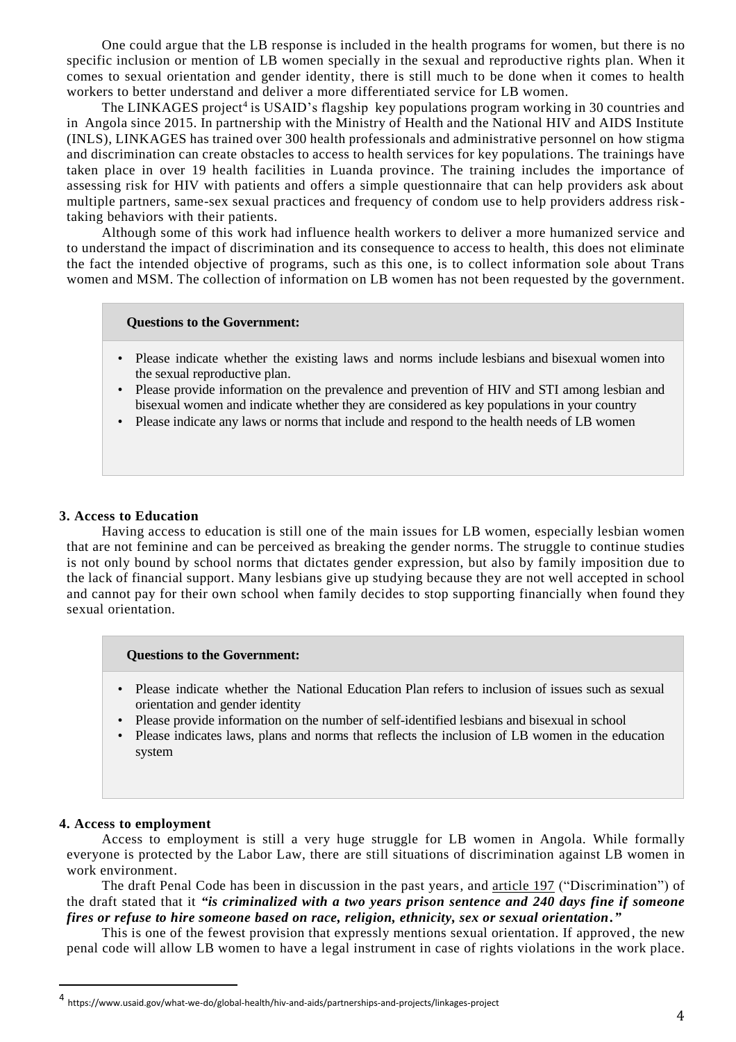One could argue that the LB response is included in the health programs for women, but there is no specific inclusion or mention of LB women specially in the sexual and reproductive rights plan. When it comes to sexual orientation and gender identity, there is still much to be done when it comes to health workers to better understand and deliver a more differentiated service for LB women.

The LINKAGES project[4] is USAID's flagship key populations program working in 30 countries and in Angola since 2015. In partnership with the Ministry of Health and the National HIV and AIDS Institute (INLS), LINKAGES has trained over 300 health professionals and administrative personnel on how stigma and discrimination can create obstacles to access to health services for key populations. The trainings have taken place in over 19 health facilities in Luanda province. The training includes the importance of assessing risk for HIV with patients and offers a simple questionnaire that can help providers ask about multiple partners, same-sex sexual practices and frequency of condom use to help providers address risk-taking behaviors with their patients.

Although some of this work had influence health workers to deliver a more humanized service and to understand the impact of discrimination and its consequence to access to health, this does not eliminate the fact the intended objective of programs, such as this one, is to collect information sole about Trans women and MSM. The collection of information on LB women has not been requested by the government.

**Questions to the Government:**

- Please indicate whether the existing laws and norms include lesbians and bisexual women into the sexual reproductive plan.
- Please provide information on the prevalence and prevention of HIV and STI among lesbian and bisexual women and indicate whether they are considered as key populations in your country
- Please indicate any laws or norms that include and respond to the health needs of LB women

### 3. Access to Education

Having access to education is still one of the main issues for LB women, especially lesbian women that are not feminine and can be perceived as breaking the gender norms. The struggle to continue studies is not only bound by school norms that dictates gender expression, but also by family imposition due to the lack of financial support. Many lesbians give up studying because they are not well accepted in school and cannot pay for their own school when family decides to stop supporting financially when found they sexual orientation.

**Questions to the Government:**

- Please indicate whether the National Education Plan refers to inclusion of issues such as sexual orientation and gender identity
- Please provide information on the number of self-identified lesbians and bisexual in school
- Please indicates laws, plans and norms that reflects the inclusion of LB women in the education system

### 4. Access to employment

Access to employment is still a very huge struggle for LB women in Angola. While formally everyone is protected by the Labor Law, there are still situations of discrimination against LB women in work environment.

The draft Penal Code has been in discussion in the past years, and article 197 ("Discrimination") of the draft stated that it ***"is criminalized with a two years prison sentence and 240 days fine if someone fires or refuse to hire someone based on race, religion, ethnicity, sex or sexual orientation."***

This is one of the fewest provision that expressly mentions sexual orientation. If approved, the new penal code will allow LB women to have a legal instrument in case of rights violations in the work place.

[4] https://www.usaid.gov/what-we-do/global-health/hiv-and-aids/partnerships-and-projects/linkages-project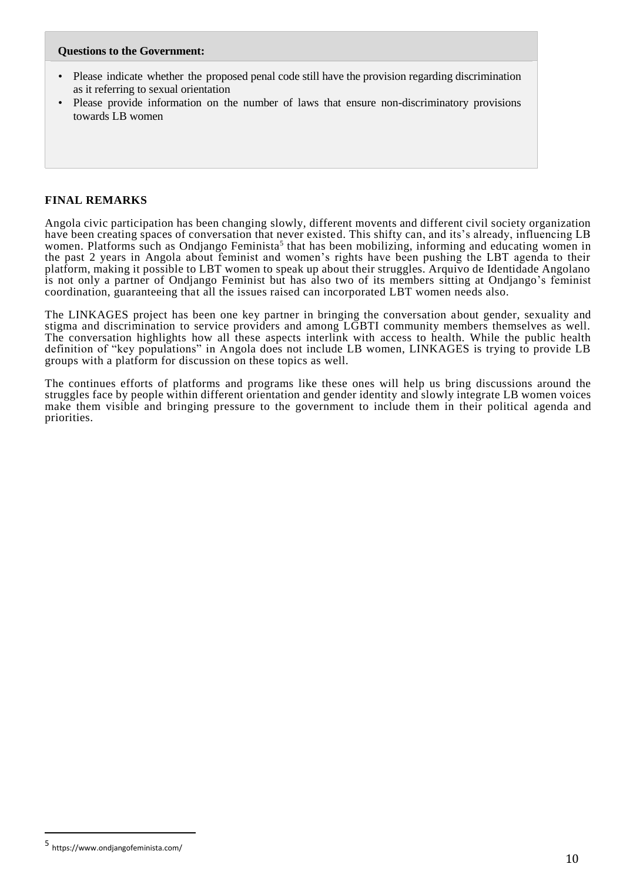**Questions to the Government:**

- Please indicate whether the proposed penal code still have the provision regarding discrimination as it referring to sexual orientation
- Please provide information on the number of laws that ensure non-discriminatory provisions towards LB women

## FINAL REMARKS

Angola civic participation has been changing slowly, different movents and different civil society organization have been creating spaces of conversation that never existed. This shifty can, and its's already, influencing LB women. Platforms such as Ondjango Feminista[5] that has been mobilizing, informing and educating women in the past 2 years in Angola about feminist and women's rights have been pushing the LBT agenda to their platform, making it possible to LBT women to speak up about their struggles. Arquivo de Identidade Angolano is not only a partner of Ondjango Feminist but has also two of its members sitting at Ondjango's feminist coordination, guaranteeing that all the issues raised can incorporated LBT women needs also.

The LINKAGES project has been one key partner in bringing the conversation about gender, sexuality and stigma and discrimination to service providers and among LGBTI community members themselves as well. The conversation highlights how all these aspects interlink with access to health. While the public health definition of "key populations" in Angola does not include LB women, LINKAGES is trying to provide LB groups with a platform for discussion on these topics as well.

The continues efforts of platforms and programs like these ones will help us bring discussions around the struggles face by people within different orientation and gender identity and slowly integrate LB women voices make them visible and bringing pressure to the government to include them in their political agenda and priorities.

[5] https://www.ondjangofeminista.com/